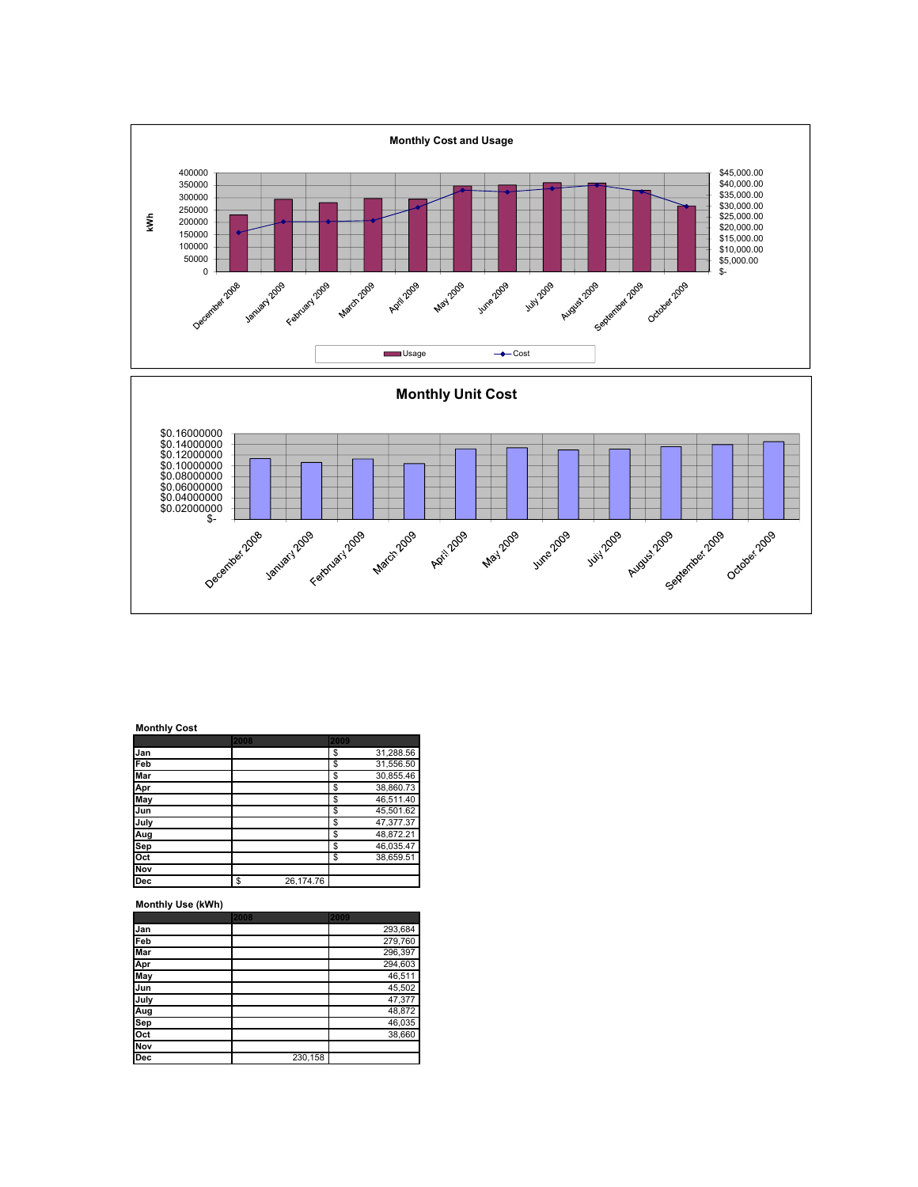## Monthly Cost and Usage

kWh

| | December 2008 | January 2009 | February 2009 | March 2009 | April 2009 | May 2009 | June 2009 | July 2009 | August 2009 | September 2009 | October 2009 |
|---|---|---|---|---|---|---|---|---|---|---|---|

Usage — Cost

## Monthly Unit Cost

| | December 2008 | January 2009 | February 2009 | March 2009 | April 2009 | May 2009 | June 2009 | July 2009 | August 2009 | September 2009 | October 2009 |
|---|---|---|---|---|---|---|---|---|---|---|---|

**Monthly Cost**

| | 2008 | 2009 |
|---|---|---|
| Jan | | $ 31,288.56 |
| Feb | | $ 31,556.50 |
| Mar | | $ 30,855.46 |
| Apr | | $ 38,860.73 |
| May | | $ 46,511.40 |
| Jun | | $ 45,501.62 |
| July | | $ 47,377.37 |
| Aug | | $ 48,872.21 |
| Sep | | $ 46,035.47 |
| Oct | | $ 38,659.51 |
| Nov | | |
| Dec | $ 26,174.76 | |

**Monthly Use (kWh)**

| | 2008 | 2009 |
|---|---|---|
| Jan | | 293,684 |
| Feb | | 279,760 |
| Mar | | 296,397 |
| Apr | | 294,603 |
| May | | 46,511 |
| Jun | | 45,502 |
| July | | 47,377 |
| Aug | | 48,872 |
| Sep | | 46,035 |
| Oct | | 38,660 |
| Nov | | |
| Dec | 230,158 | |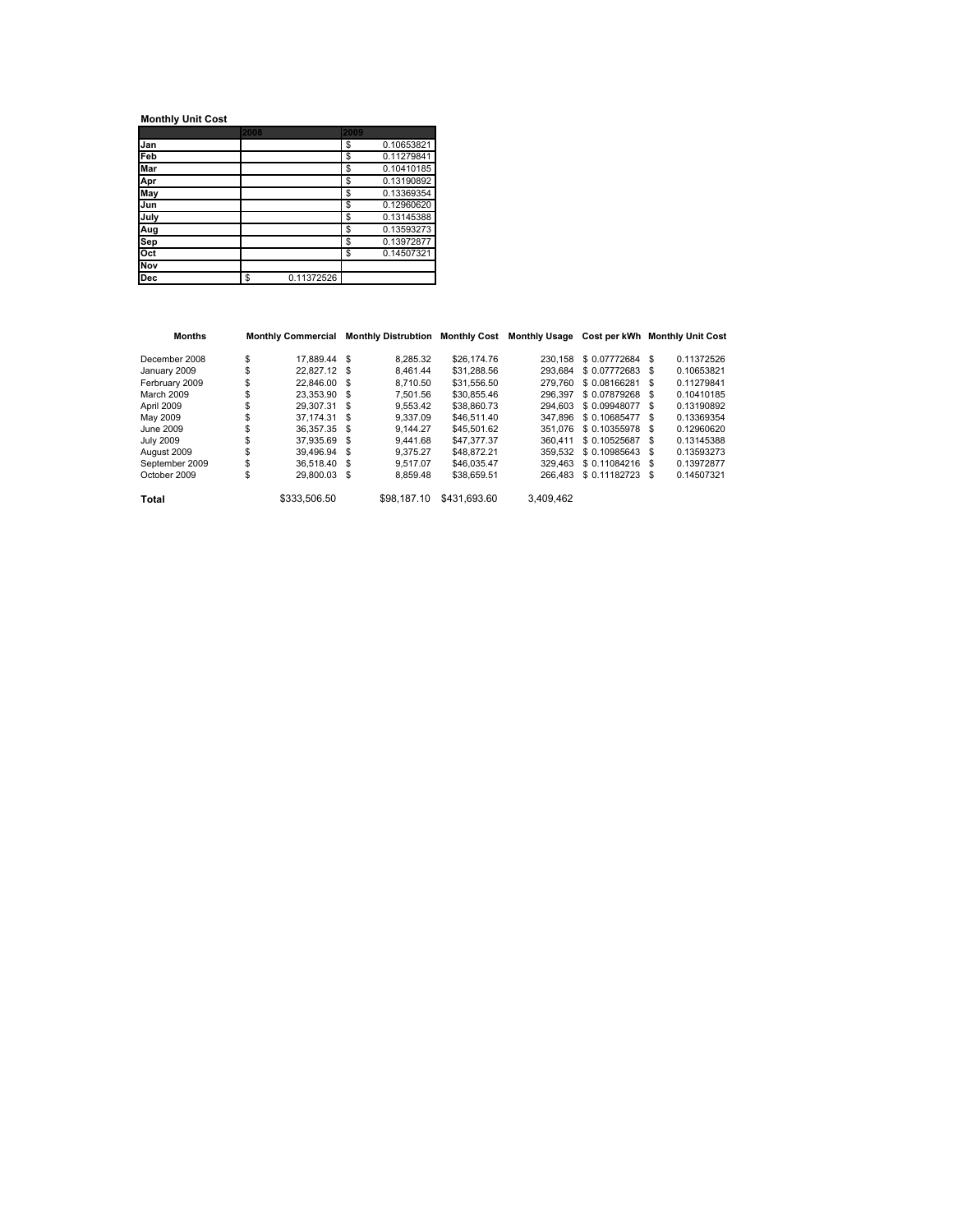**Monthly Unit Cost**

| | 2008 | 2009 |
|---|---|---|
| Jan | | $ 0.10653821 |
| Feb | | $ 0.11279841 |
| Mar | | $ 0.10410185 |
| Apr | | $ 0.13190892 |
| May | | $ 0.13369354 |
| Jun | | $ 0.12960620 |
| July | | $ 0.13145388 |
| Aug | | $ 0.13593273 |
| Sep | | $ 0.13972877 |
| Oct | | $ 0.14507321 |
| Nov | | |
| Dec | $ 0.11372526 | |

| Months | Monthly Commercial | Monthly Distrubtion | Monthly Cost | Monthly Usage | Cost per kWh | Monthly Unit Cost |
|---|---|---|---|---|---|---|
| December 2008 | $ 17,889.44 | $ 8,285.32 | $26,174.76 | 230,158 | $ 0.07772684 | $ 0.11372526 |
| January 2009 | $ 22,827.12 | $ 8,461.44 | $31,288.56 | 293,684 | $ 0.07772683 | $ 0.10653821 |
| Ferbruary 2009 | $ 22,846.00 | $ 8,710.50 | $31,556.50 | 279,760 | $ 0.08166281 | $ 0.11279841 |
| March 2009 | $ 23,353.90 | $ 7,501.56 | $30,855.46 | 296,397 | $ 0.07879268 | $ 0.10410185 |
| April 2009 | $ 29,307.31 | $ 9,553.42 | $38,860.73 | 294,603 | $ 0.09948077 | $ 0.13190892 |
| May 2009 | $ 37,174.31 | $ 9,337.09 | $46,511.40 | 347,896 | $ 0.10685477 | $ 0.13369354 |
| June 2009 | $ 36,357.35 | $ 9,144.27 | $45,501.62 | 351,076 | $ 0.10355978 | $ 0.12960620 |
| July 2009 | $ 37,935.69 | $ 9,441.68 | $47,377.37 | 360,411 | $ 0.10525687 | $ 0.13145388 |
| August 2009 | $ 39,496.94 | $ 9,375.27 | $48,872.21 | 359,532 | $ 0.10985643 | $ 0.13593273 |
| September 2009 | $ 36,518.40 | $ 9,517.07 | $46,035.47 | 329,463 | $ 0.11084216 | $ 0.13972877 |
| October 2009 | $ 29,800.03 | $ 8,859.48 | $38,659.51 | 266,483 | $ 0.11182723 | $ 0.14507321 |
| **Total** | $333,506.50 | $98,187.10 | $431,693.60 | 3,409,462 | | |